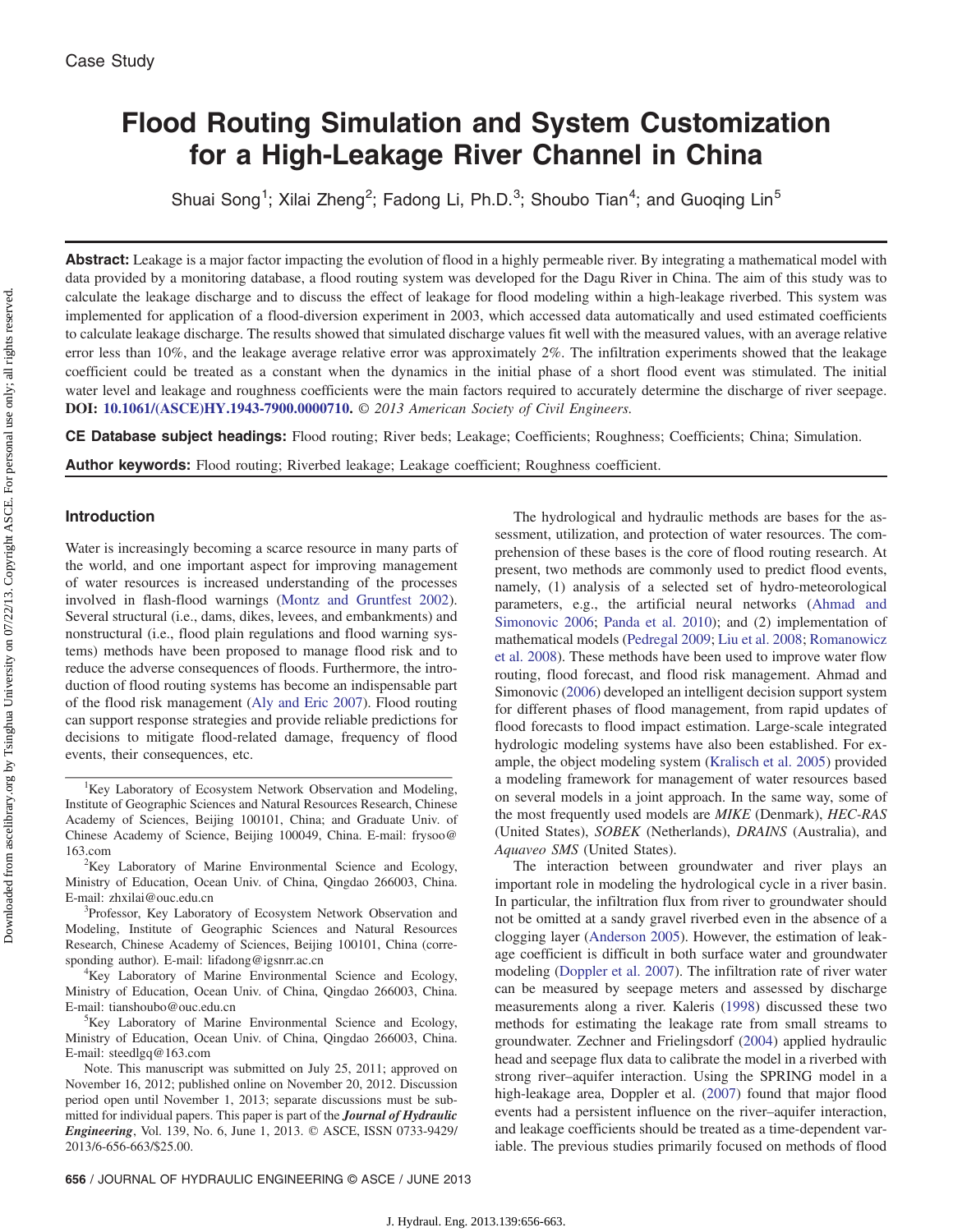Case Study

# Flood Routing Simulation and System Customization for a High-Leakage River Channel in China

Shuai Song[1]; Xilai Zheng[2]; Fadong Li, Ph.D.[3]; Shoubo Tian[4]; and Guoqing Lin[5]

**Abstract:** Leakage is a major factor impacting the evolution of flood in a highly permeable river. By integrating a mathematical model with data provided by a monitoring database, a flood routing system was developed for the Dagu River in China. The aim of this study was to calculate the leakage discharge and to discuss the effect of leakage for flood modeling within a high-leakage riverbed. This system was implemented for application of a flood-diversion experiment in 2003, which accessed data automatically and used estimated coefficients to calculate leakage discharge. The results showed that simulated discharge values fit well with the measured values, with an average relative error less than 10%, and the leakage average relative error was approximately 2%. The infiltration experiments showed that the leakage coefficient could be treated as a constant when the dynamics in the initial phase of a short flood event was stimulated. The initial water level and leakage and roughness coefficients were the main factors required to accurately determine the discharge of river seepage. **DOI: 10.1061/(ASCE)HY.1943-7900.0000710.** *© 2013 American Society of Civil Engineers.*

**CE Database subject headings:** Flood routing; River beds; Leakage; Coefficients; Roughness; Coefficients; China; Simulation.

**Author keywords:** Flood routing; Riverbed leakage; Leakage coefficient; Roughness coefficient.

## Introduction

Water is increasingly becoming a scarce resource in many parts of the world, and one important aspect for improving management of water resources is increased understanding of the processes involved in flash-flood warnings (Montz and Gruntfest 2002). Several structural (i.e., dams, dikes, levees, and embankments) and nonstructural (i.e., flood plain regulations and flood warning systems) methods have been proposed to manage flood risk and to reduce the adverse consequences of floods. Furthermore, the introduction of flood routing systems has become an indispensable part of the flood risk management (Aly and Eric 2007). Flood routing can support response strategies and provide reliable predictions for decisions to mitigate flood-related damage, frequency of flood events, their consequences, etc.

The hydrological and hydraulic methods are bases for the assessment, utilization, and protection of water resources. The comprehension of these bases is the core of flood routing research. At present, two methods are commonly used to predict flood events, namely, (1) analysis of a selected set of hydro-meteorological parameters, e.g., the artificial neural networks (Ahmad and Simonovic 2006; Panda et al. 2010); and (2) implementation of mathematical models (Pedregal 2009; Liu et al. 2008; Romanowicz et al. 2008). These methods have been used to improve water flow routing, flood forecast, and flood risk management. Ahmad and Simonovic (2006) developed an intelligent decision support system for different phases of flood management, from rapid updates of flood forecasts to flood impact estimation. Large-scale integrated hydrologic modeling systems have also been established. For example, the object modeling system (Kralisch et al. 2005) provided a modeling framework for management of water resources based on several models in a joint approach. In the same way, some of the most frequently used models are *MIKE* (Denmark), *HEC-RAS* (United States), *SOBEK* (Netherlands), *DRAINS* (Australia), and *Aquaveo SMS* (United States).

The interaction between groundwater and river plays an important role in modeling the hydrological cycle in a river basin. In particular, the infiltration flux from river to groundwater should not be omitted at a sandy gravel riverbed even in the absence of a clogging layer (Anderson 2005). However, the estimation of leakage coefficient is difficult in both surface water and groundwater modeling (Doppler et al. 2007). The infiltration rate of river water can be measured by seepage meters and assessed by discharge measurements along a river. Kaleris (1998) discussed these two methods for estimating the leakage rate from small streams to groundwater. Zechner and Frielingsdorf (2004) applied hydraulic head and seepage flux data to calibrate the model in a riverbed with strong river–aquifer interaction. Using the SPRING model in a high-leakage area, Doppler et al. (2007) found that major flood events had a persistent influence on the river–aquifer interaction, and leakage coefficients should be treated as a time-dependent variable. The previous studies primarily focused on methods of flood

---

[1]Key Laboratory of Ecosystem Network Observation and Modeling, Institute of Geographic Sciences and Natural Resources Research, Chinese Academy of Sciences, Beijing 100101, China; and Graduate Univ. of Chinese Academy of Science, Beijing 100049, China. E-mail: frysoo@163.com

[2]Key Laboratory of Marine Environmental Science and Ecology, Ministry of Education, Ocean Univ. of China, Qingdao 266003, China. E-mail: zhxilai@ouc.edu.cn

[3]Professor, Key Laboratory of Ecosystem Network Observation and Modeling, Institute of Geographic Sciences and Natural Resources Research, Chinese Academy of Sciences, Beijing 100101, China (corresponding author). E-mail: lifadong@igsnrr.ac.cn

[4]Key Laboratory of Marine Environmental Science and Ecology, Ministry of Education, Ocean Univ. of China, Qingdao 266003, China. E-mail: tianshoubo@ouc.edu.cn

[5]Key Laboratory of Marine Environmental Science and Ecology, Ministry of Education, Ocean Univ. of China, Qingdao 266003, China. E-mail: steedlgq@163.com

Note. This manuscript was submitted on July 25, 2011; approved on November 16, 2012; published online on November 20, 2012. Discussion period open until November 1, 2013; separate discussions must be submitted for individual papers. This paper is part of the ***Journal of Hydraulic Engineering***, Vol. 139, No. 6, June 1, 2013. © ASCE, ISSN 0733-9429/2013/6-656-663/$25.00.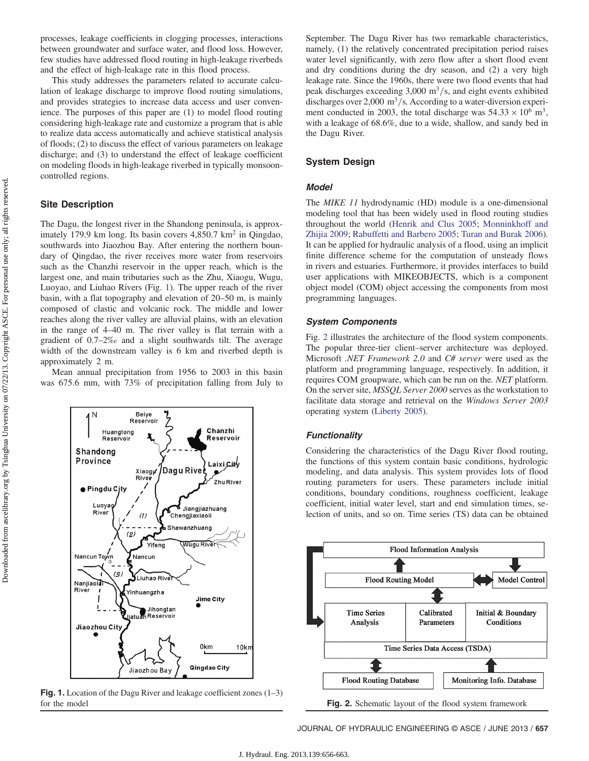processes, leakage coefficients in clogging processes, interactions between groundwater and surface water, and flood loss. However, few studies have addressed flood routing in high-leakage riverbeds and the effect of high-leakage rate in this flood process.

This study addresses the parameters related to accurate calculation of leakage discharge to improve flood routing simulations, and provides strategies to increase data access and user convenience. The purposes of this paper are (1) to model flood routing considering high-leakage rate and customize a program that is able to realize data access automatically and achieve statistical analysis of floods; (2) to discuss the effect of various parameters on leakage discharge; and (3) to understand the effect of leakage coefficient on modeling floods in high-leakage riverbed in typically monsoon-controlled regions.

## Site Description

The Dagu, the longest river in the Shandong peninsula, is approximately 179.9 km long. Its basin covers 4,850.7 $km^2$ in Qingdao, southwards into Jiaozhou Bay. After entering the northern boundary of Qingdao, the river receives more water from reservoirs such as the Chanzhi reservoir in the upper reach, which is the largest one, and main tributaries such as the Zhu, Xiaogu, Wugu, Luoyao, and Liuhao Rivers (Fig. 1). The upper reach of the river basin, with a flat topography and elevation of 20–50 m, is mainly composed of clastic and volcanic rock. The middle and lower reaches along the river valley are alluvial plains, with an elevation in the range of 4–40 m. The river valley is flat terrain with a gradient of 0.7–2‰ and a slight southwards tilt. The average width of the downstream valley is 6 km and riverbed depth is approximately 2 m.

Mean annual precipitation from 1956 to 2003 in this basin was 675.6 mm, with 73% of precipitation falling from July to September. The Dagu River has two remarkable characteristics, namely, (1) the relatively concentrated precipitation period raises water level significantly, with zero flow after a short flood event and dry conditions during the dry season, and (2) a very high leakage rate. Since the 1960s, there were two flood events that had peak discharges exceeding 3,000 $m^3/s$, and eight events exhibited discharges over 2,000 $m^3/s$. According to a water-diversion experiment conducted in 2003, the total discharge was $54.33 \times 10^6$ $m^3$, with a leakage of 68.6%, due to a wide, shallow, and sandy bed in the Dagu River.

**Fig. 1.** Location of the Dagu River and leakage coefficient zones (1–3) for the model

## System Design

### Model

The *MIKE 11* hydrodynamic (HD) module is a one-dimensional modeling tool that has been widely used in flood routing studies throughout the world (Henrik and Clus 2005; Monninkhoff and Zhijia 2009; Rabuffetti and Barbero 2005; Turan and Burak 2006). It can be applied for hydraulic analysis of a flood, using an implicit finite difference scheme for the computation of unsteady flows in rivers and estuaries. Furthermore, it provides interfaces to build user applications with MIKEOBJECTS, which is a component object model (COM) object accessing the components from most programming languages.

### System Components

Fig. 2 illustrates the architecture of the flood system components. The popular three-tier client–server architecture was deployed. Microsoft *.NET Framework 2.0* and *C# server* were used as the platform and programming language, respectively. In addition, it requires COM groupware, which can be run on the. *NET* platform. On the server site, *MSSQL Server 2000* serves as the workstation to facilitate data storage and retrieval on the *Windows Server 2003* operating system (Liberty 2005).

### Functionality

Considering the characteristics of the Dagu River flood routing, the functions of this system contain basic conditions, hydrologic modeling, and data analysis. This system provides lots of flood routing parameters for users. These parameters include initial conditions, boundary conditions, roughness coefficient, leakage coefficient, initial water level, start and end simulation times, selection of units, and so on. Time series (TS) data can be obtained

**Fig. 2.** Schematic layout of the flood system framework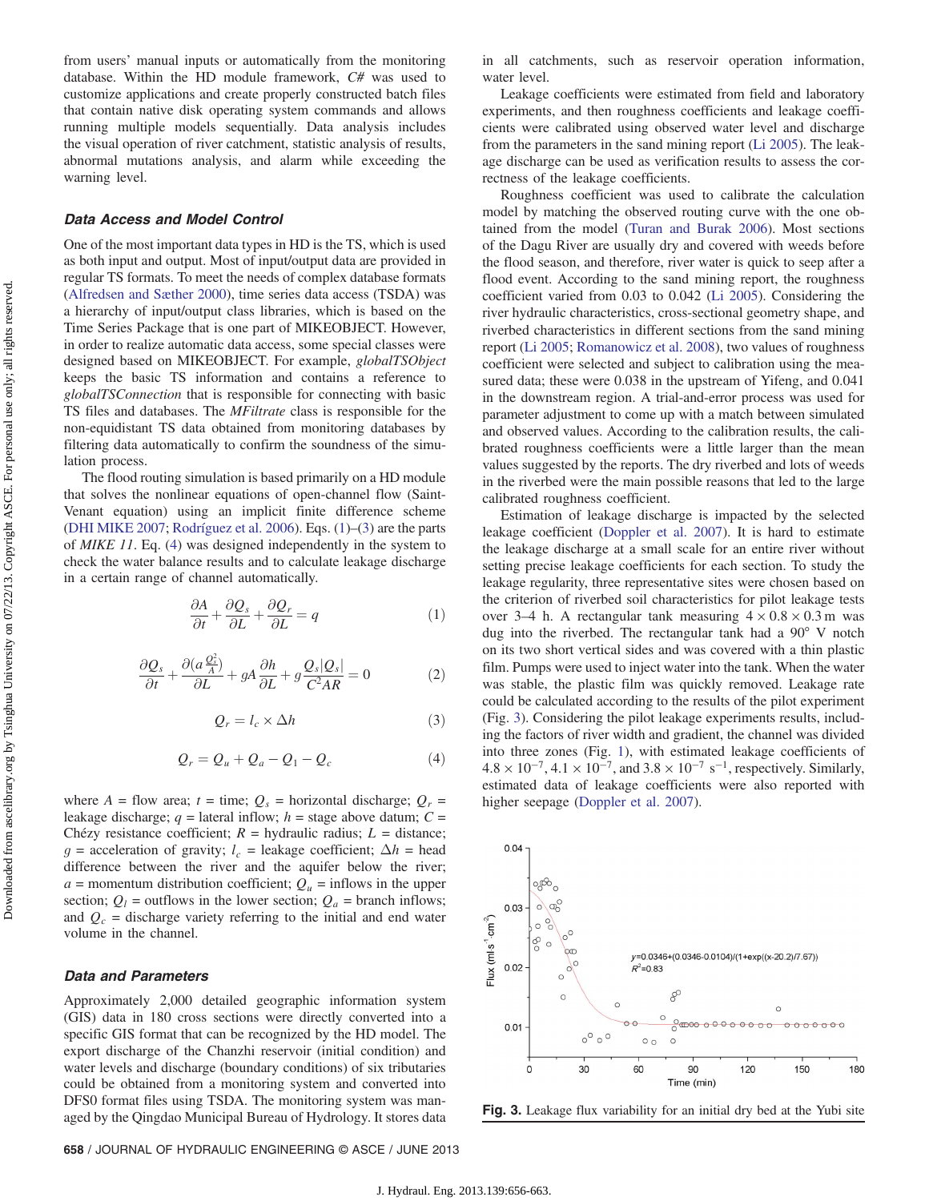from users' manual inputs or automatically from the monitoring database. Within the HD module framework, *C#* was used to customize applications and create properly constructed batch files that contain native disk operating system commands and allows running multiple models sequentially. Data analysis includes the visual operation of river catchment, statistic analysis of results, abnormal mutations analysis, and alarm while exceeding the warning level.

### Data Access and Model Control

One of the most important data types in HD is the TS, which is used as both input and output. Most of input/output data are provided in regular TS formats. To meet the needs of complex database formats (Alfredsen and Sæther 2000), time series data access (TSDA) was a hierarchy of input/output class libraries, which is based on the Time Series Package that is one part of MIKEOBJECT. However, in order to realize automatic data access, some special classes were designed based on MIKEOBJECT. For example, *globalTSObject* keeps the basic TS information and contains a reference to *globalTSConnection* that is responsible for connecting with basic TS files and databases. The *MFiltrate* class is responsible for the non-equidistant TS data obtained from monitoring databases by filtering data automatically to confirm the soundness of the simulation process.

The flood routing simulation is based primarily on a HD module that solves the nonlinear equations of open-channel flow (Saint-Venant equation) using an implicit finite difference scheme (DHI MIKE 2007; Rodríguez et al. 2006). Eqs. (1)–(3) are the parts of *MIKE 11*. Eq. (4) was designed independently in the system to check the water balance results and to calculate leakage discharge in a certain range of channel automatically.

$$\frac{\partial A}{\partial t} + \frac{\partial Q_s}{\partial L} + \frac{\partial Q_r}{\partial L} = q \tag{1}$$

$$\frac{\partial Q_s}{\partial t} + \frac{\partial (a\frac{Q_s^2}{A})}{\partial L} + gA\frac{\partial h}{\partial L} + g\frac{Q_s|Q_s|}{C^2 AR} = 0 \tag{2}$$

$$Q_r = l_c \times \Delta h \tag{3}$$

$$Q_r = Q_u + Q_a - Q_1 - Q_c \tag{4}$$

where $A$ = flow area; $t$ = time; $Q_s$ = horizontal discharge; $Q_r$ = leakage discharge; $q$ = lateral inflow; $h$ = stage above datum; $C$ = Chézy resistance coefficient; $R$ = hydraulic radius; $L$ = distance; $g$ = acceleration of gravity; $l_c$ = leakage coefficient; $\Delta h$ = head difference between the river and the aquifer below the river; $a$ = momentum distribution coefficient; $Q_u$ = inflows in the upper section; $Q_l$ = outflows in the lower section; $Q_a$ = branch inflows; and $Q_c$ = discharge variety referring to the initial and end water volume in the channel.

### Data and Parameters

Approximately 2,000 detailed geographic information system (GIS) data in 180 cross sections were directly converted into a specific GIS format that can be recognized by the HD model. The export discharge of the Chanzhi reservoir (initial condition) and water levels and discharge (boundary conditions) of six tributaries could be obtained from a monitoring system and converted into DFS0 format files using TSDA. The monitoring system was managed by the Qingdao Municipal Bureau of Hydrology. It stores data in all catchments, such as reservoir operation information, water level.

Leakage coefficients were estimated from field and laboratory experiments, and then roughness coefficients and leakage coefficients were calibrated using observed water level and discharge from the parameters in the sand mining report (Li 2005). The leakage discharge can be used as verification results to assess the correctness of the leakage coefficients.

Roughness coefficient was used to calibrate the calculation model by matching the observed routing curve with the one obtained from the model (Turan and Burak 2006). Most sections of the Dagu River are usually dry and covered with weeds before the flood season, and therefore, river water is quick to seep after a flood event. According to the sand mining report, the roughness coefficient varied from 0.03 to 0.042 (Li 2005). Considering the river hydraulic characteristics, cross-sectional geometry shape, and riverbed characteristics in different sections from the sand mining report (Li 2005; Romanowicz et al. 2008), two values of roughness coefficient were selected and subject to calibration using the measured data; these were 0.038 in the upstream of Yifeng, and 0.041 in the downstream region. A trial-and-error process was used for parameter adjustment to come up with a match between simulated and observed values. According to the calibration results, the calibrated roughness coefficients were a little larger than the mean values suggested by the reports. The dry riverbed and lots of weeds in the riverbed were the main possible reasons that led to the large calibrated roughness coefficient.

Estimation of leakage discharge is impacted by the selected leakage coefficient (Doppler et al. 2007). It is hard to estimate the leakage discharge at a small scale for an entire river without setting precise leakage coefficients for each section. To study the leakage regularity, three representative sites were chosen based on the criterion of riverbed soil characteristics for pilot leakage tests over 3–4 h. A rectangular tank measuring $4 \times 0.8 \times 0.3$ m was dug into the riverbed. The rectangular tank had a 90° V notch on its two short vertical sides and was covered with a thin plastic film. Pumps were used to inject water into the tank. When the water was stable, the plastic film was quickly removed. Leakage rate could be calculated according to the results of the pilot experiment (Fig. 3). Considering the pilot leakage experiments results, including the factors of river width and gradient, the channel was divided into three zones (Fig. 1), with estimated leakage coefficients of $4.8 \times 10^{-7}$, $4.1 \times 10^{-7}$, and $3.8 \times 10^{-7}$ $s^{-1}$, respectively. Similarly, estimated data of leakage coefficients were also reported with higher seepage (Doppler et al. 2007).

**Fig. 3.** Leakage flux variability for an initial dry bed at the Yubi site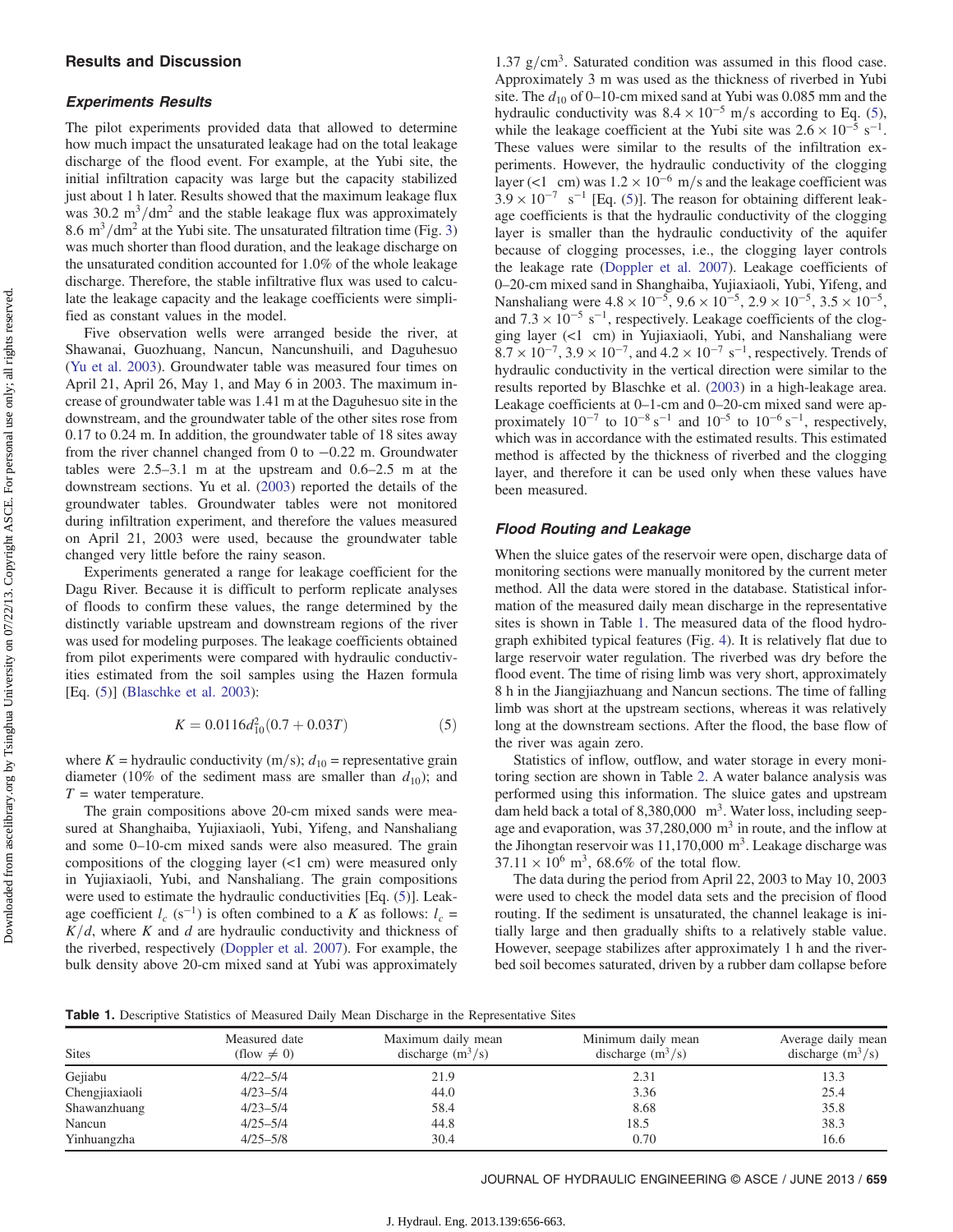## Results and Discussion

### Experiments Results

The pilot experiments provided data that allowed to determine how much impact the unsaturated leakage had on the total leakage discharge of the flood event. For example, at the Yubi site, the initial infiltration capacity was large but the capacity stabilized just about 1 h later. Results showed that the maximum leakage flux was 30.2 $m^3/dm^2$ and the stable leakage flux was approximately 8.6 $m^3/dm^2$ at the Yubi site. The unsaturated filtration time (Fig. 3) was much shorter than flood duration, and the leakage discharge on the unsaturated condition accounted for 1.0% of the whole leakage discharge. Therefore, the stable infiltrative flux was used to calculate the leakage capacity and the leakage coefficients were simplified as constant values in the model.

Five observation wells were arranged beside the river, at Shawanai, Guozhuang, Nancun, Nancunshuili, and Daguhesuo (Yu et al. 2003). Groundwater table was measured four times on April 21, April 26, May 1, and May 6 in 2003. The maximum increase of groundwater table was 1.41 m at the Daguhesuo site in the downstream, and the groundwater table of the other sites rose from 0.17 to 0.24 m. In addition, the groundwater table of 18 sites away from the river channel changed from 0 to −0.22 m. Groundwater tables were 2.5–3.1 m at the upstream and 0.6–2.5 m at the downstream sections. Yu et al. (2003) reported the details of the groundwater tables. Groundwater tables were not monitored during infiltration experiment, and therefore the values measured on April 21, 2003 were used, because the groundwater table changed very little before the rainy season.

Experiments generated a range for leakage coefficient for the Dagu River. Because it is difficult to perform replicate analyses of floods to confirm these values, the range determined by the distinctly variable upstream and downstream regions of the river was used for modeling purposes. The leakage coefficients obtained from pilot experiments were compared with hydraulic conductivities estimated from the soil samples using the Hazen formula [Eq. (5)] (Blaschke et al. 2003):

$$K = 0.0116 d_{10}^2 (0.7 + 0.03T) \tag{5}$$

where $K$ = hydraulic conductivity (m/s); $d_{10}$ = representative grain diameter (10% of the sediment mass are smaller than $d_{10}$); and $T$ = water temperature.

The grain compositions above 20-cm mixed sands were measured at Shanghaiba, Yujiaxiaoli, Yubi, Yifeng, and Nanshaliang and some 0–10-cm mixed sands were also measured. The grain compositions of the clogging layer (<1 cm) were measured only in Yujiaxiaoli, Yubi, and Nanshaliang. The grain compositions were used to estimate the hydraulic conductivities [Eq. (5)]. Leakage coefficient $l_c$ ($s^{-1}$) is often combined to a $K$ as follows: $l_c = K/d$, where $K$ and $d$ are hydraulic conductivity and thickness of the riverbed, respectively (Doppler et al. 2007). For example, the bulk density above 20-cm mixed sand at Yubi was approximately 1.37 $g/cm^3$. Saturated condition was assumed in this flood case. Approximately 3 m was used as the thickness of riverbed in Yubi site. The $d_{10}$ of 0–10-cm mixed sand at Yubi was 0.085 mm and the hydraulic conductivity was $8.4 \times 10^{-5}$ m/s according to Eq. (5), while the leakage coefficient at the Yubi site was $2.6 \times 10^{-5}$ $s^{-1}$. These values were similar to the results of the infiltration experiments. However, the hydraulic conductivity of the clogging layer (<1 cm) was $1.2 \times 10^{-6}$ m/s and the leakage coefficient was $3.9 \times 10^{-7}$ $s^{-1}$ [Eq. (5)]. The reason for obtaining different leakage coefficients is that the hydraulic conductivity of the clogging layer is smaller than the hydraulic conductivity of the aquifer because of clogging processes, i.e., the clogging layer controls the leakage rate (Doppler et al. 2007). Leakage coefficients of 0–20-cm mixed sand in Shanghaiba, Yujiaxiaoli, Yubi, Yifeng, and Nanshaliang were $4.8 \times 10^{-5}$, $9.6 \times 10^{-5}$, $2.9 \times 10^{-5}$, $3.5 \times 10^{-5}$, and $7.3 \times 10^{-5}$ $s^{-1}$, respectively. Leakage coefficients of the clogging layer (<1 cm) in Yujiaxiaoli, Yubi, and Nanshaliang were $8.7 \times 10^{-7}$, $3.9 \times 10^{-7}$, and $4.2 \times 10^{-7}$ $s^{-1}$, respectively. Trends of hydraulic conductivity in the vertical direction were similar to the results reported by Blaschke et al. (2003) in a high-leakage area. Leakage coefficients at 0–1-cm and 0–20-cm mixed sand were approximately $10^{-7}$ to $10^{-8}$ $s^{-1}$ and $10^{-5}$ to $10^{-6}$ $s^{-1}$, respectively, which was in accordance with the estimated results. This estimated method is affected by the thickness of riverbed and the clogging layer, and therefore it can be used only when these values have been measured.

### Flood Routing and Leakage

When the sluice gates of the reservoir were open, discharge data of monitoring sections were manually monitored by the current meter method. All the data were stored in the database. Statistical information of the measured daily mean discharge in the representative sites is shown in Table 1. The measured data of the flood hydrograph exhibited typical features (Fig. 4). It is relatively flat due to large reservoir water regulation. The riverbed was dry before the flood event. The time of rising limb was very short, approximately 8 h in the Jiangjiazhuang and Nancun sections. The time of falling limb was short at the upstream sections, whereas it was relatively long at the downstream sections. After the flood, the base flow of the river was again zero.

Statistics of inflow, outflow, and water storage in every monitoring section are shown in Table 2. A water balance analysis was performed using this information. The sluice gates and upstream dam held back a total of 8,380,000 $m^3$. Water loss, including seepage and evaporation, was 37,280,000 $m^3$ in route, and the inflow at the Jihongtan reservoir was 11,170,000 $m^3$. Leakage discharge was $37.11 \times 10^6$ $m^3$, 68.6% of the total flow.

The data during the period from April 22, 2003 to May 10, 2003 were used to check the model data sets and the precision of flood routing. If the sediment is unsaturated, the channel leakage is initially large and then gradually shifts to a relatively stable value. However, seepage stabilizes after approximately 1 h and the riverbed soil becomes saturated, driven by a rubber dam collapse before

**Table 1.** Descriptive Statistics of Measured Daily Mean Discharge in the Representative Sites

| Sites | Measured date (flow ≠ 0) | Maximum daily mean discharge ($m^3/s$) | Minimum daily mean discharge ($m^3/s$) | Average daily mean discharge ($m^3/s$) |
|---|---|---|---|---|
| Gejiabu | 4/22–5/4 | 21.9 | 2.31 | 13.3 |
| Chengjiaxiaoli | 4/23–5/4 | 44.0 | 3.36 | 25.4 |
| Shawanzhuang | 4/23–5/4 | 58.4 | 8.68 | 35.8 |
| Nancun | 4/25–5/4 | 44.8 | 18.5 | 38.3 |
| Yinhuangzha | 4/25–5/8 | 30.4 | 0.70 | 16.6 |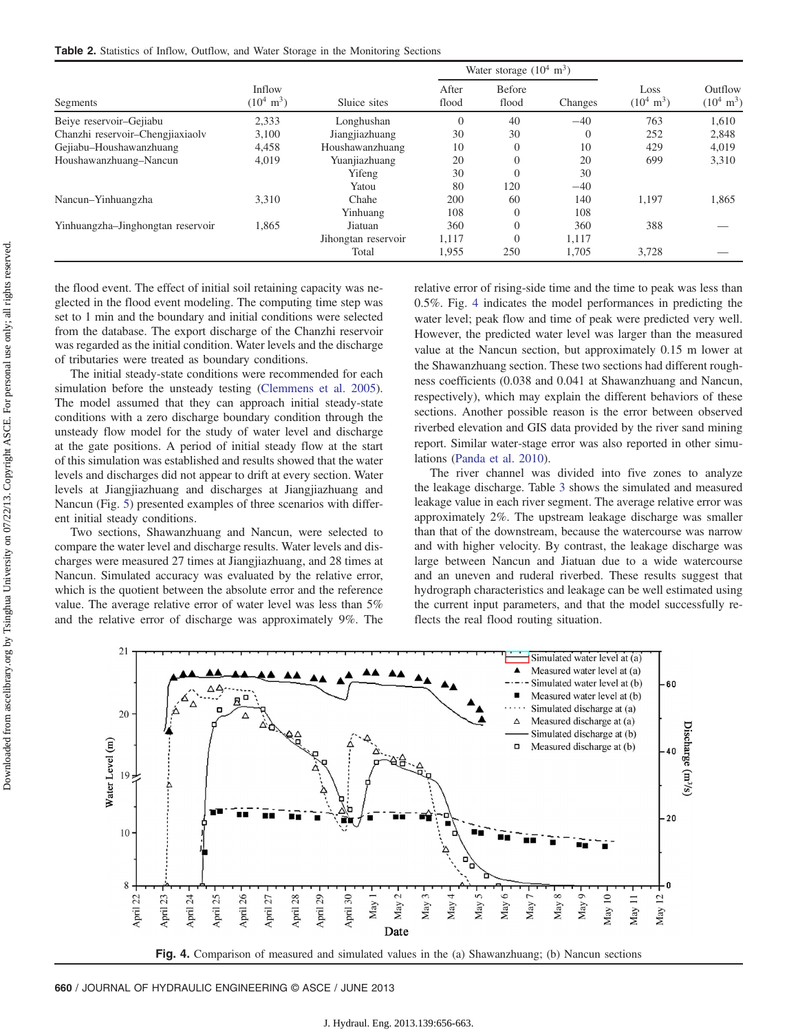**Table 2.** Statistics of Inflow, Outflow, and Water Storage in the Monitoring Sections

| Segments | Inflow ($10^4$ $m^3$) | Sluice sites | Water storage ($10^4$ $m^3$) After flood | Before flood | Changes | Loss ($10^4$ $m^3$) | Outflow ($10^4$ $m^3$) |
|---|---|---|---|---|---|---|---|
| Beiye reservoir–Gejiabu | 2,333 | Longhushan | 0 | 40 | −40 | 763 | 1,610 |
| Chanzhi reservoir–Chengjiaxiaolv | 3,100 | Jiangjiazhuang | 30 | 30 | 0 | 252 | 2,848 |
| Gejiabu–Houshawanzhuang | 4,458 | Houshawanzhuang | 10 | 0 | 10 | 429 | 4,019 |
| Houshawanzhuang–Nancun | 4,019 | Yuanjiazhuang | 20 | 0 | 20 | 699 | 3,310 |
| | | Yifeng | 30 | 0 | 30 | | |
| | | Yatou | 80 | 120 | −40 | | |
| Nancun–Yinhuangzha | 3,310 | Chahe | 200 | 60 | 140 | 1,197 | 1,865 |
| | | Yinhuang | 108 | 0 | 108 | | |
| Yinhuangzha–Jinghongtan reservoir | 1,865 | Jiatuan | 360 | 0 | 360 | 388 | — |
| | | Jihongtan reservoir | 1,117 | 0 | 1,117 | | |
| | | Total | 1,955 | 250 | 1,705 | 3,728 | — |

the flood event. The effect of initial soil retaining capacity was neglected in the flood event modeling. The computing time step was set to 1 min and the boundary and initial conditions were selected from the database. The export discharge of the Chanzhi reservoir was regarded as the initial condition. Water levels and the discharge of tributaries were treated as boundary conditions.

The initial steady-state conditions were recommended for each simulation before the unsteady testing (Clemmens et al. 2005). The model assumed that they can approach initial steady-state conditions with a zero discharge boundary condition through the unsteady flow model for the study of water level and discharge at the gate positions. A period of initial steady flow at the start of this simulation was established and results showed that the water levels and discharges did not appear to drift at every section. Water levels at Jiangjiazhuang and discharges at Jiangjiazhuang and Nancun (Fig. 5) presented examples of three scenarios with different initial steady conditions.

Two sections, Shawanzhuang and Nancun, were selected to compare the water level and discharge results. Water levels and discharges were measured 27 times at Jiangjiazhuang, and 28 times at Nancun. Simulated accuracy was evaluated by the relative error, which is the quotient between the absolute error and the reference value. The average relative error of water level was less than 5% and the relative error of discharge was approximately 9%. The relative error of rising-side time and the time to peak was less than 0.5%. Fig. 4 indicates the model performances in predicting the water level; peak flow and time of peak were predicted very well. However, the predicted water level was larger than the measured value at the Nancun section, but approximately 0.15 m lower at the Shawanzhuang section. These two sections had different roughness coefficients (0.038 and 0.041 at Shawanzhuang and Nancun, respectively), which may explain the different behaviors of these sections. Another possible reason is the error between observed riverbed elevation and GIS data provided by the river sand mining report. Similar water-stage error was also reported in other simulations (Panda et al. 2010).

The river channel was divided into five zones to analyze the leakage discharge. Table 3 shows the simulated and measured leakage value in each river segment. The average relative error was approximately 2%. The upstream leakage discharge was smaller than that of the downstream, because the watercourse was narrow and with higher velocity. By contrast, the leakage discharge was large between Nancun and Jiatuan due to a wide watercourse and an uneven and ruderal riverbed. These results suggest that hydrograph characteristics and leakage can be well estimated using the current input parameters, and that the model successfully reflects the real flood routing situation.

**Fig. 4.** Comparison of measured and simulated values in the (a) Shawanzhuang; (b) Nancun sections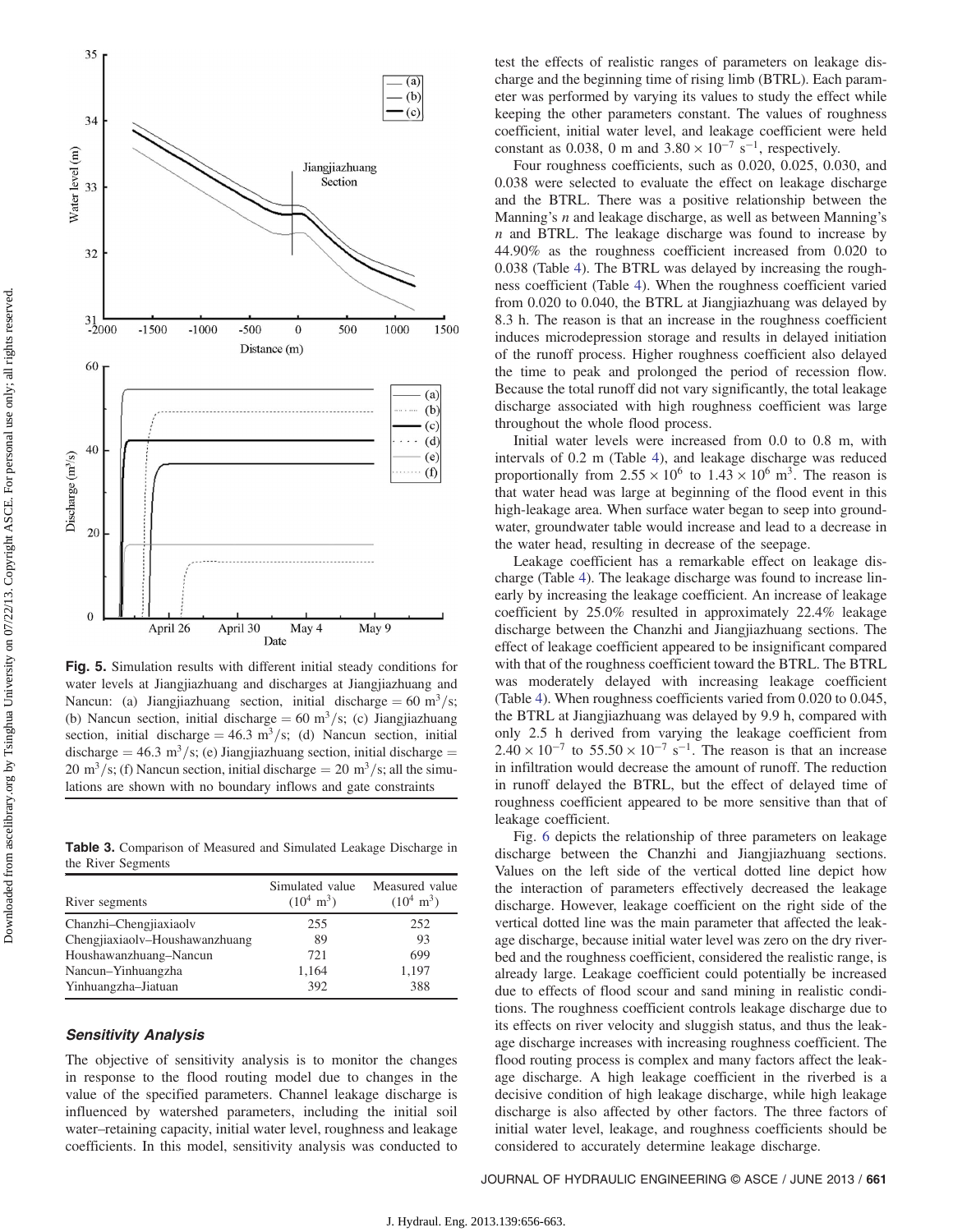Fig. 5. Simulation results with different initial steady conditions for water levels at Jiangjiazhuang and discharges at Jiangjiazhuang and Nancun: (a) Jiangjiazhuang section, initial discharge = 60 m$^3$/s; (b) Nancun section, initial discharge = 60 m$^3$/s; (c) Jiangjiazhuang section, initial discharge = 46.3 m$^3$/s; (d) Nancun section, initial discharge = 46.3 m$^3$/s; (e) Jiangjiazhuang section, initial discharge = 20 m$^3$/s; (f) Nancun section, initial discharge = 20 m$^3$/s; all the simulations are shown with no boundary inflows and gate constraints

**Table 3.** Comparison of Measured and Simulated Leakage Discharge in the River Segments

| River segments | Simulated value ($10^4$ m$^3$) | Measured value ($10^4$ m$^3$) |
|---|---|---|
| Chanzhi–Chengjiaxiaolv | 255 | 252 |
| Chengjiaxiaolv–Houshawanzhuang | 89 | 93 |
| Houshawanzhuang–Nancun | 721 | 699 |
| Nancun–Yinhuangzha | 1,164 | 1,197 |
| Yinhuangzha–Jiatuan | 392 | 388 |

### *Sensitivity Analysis*

The objective of sensitivity analysis is to monitor the changes in response to the flood routing model due to changes in the value of the specified parameters. Channel leakage discharge is influenced by watershed parameters, including the initial soil water–retaining capacity, initial water level, roughness and leakage coefficients. In this model, sensitivity analysis was conducted to test the effects of realistic ranges of parameters on leakage discharge and the beginning time of rising limb (BTRL). Each parameter was performed by varying its values to study the effect while keeping the other parameters constant. The values of roughness coefficient, initial water level, and leakage coefficient were held constant as 0.038, 0 m and $3.80 \times 10^{-7}$ s$^{-1}$, respectively.

Four roughness coefficients, such as 0.020, 0.025, 0.030, and 0.038 were selected to evaluate the effect on leakage discharge and the BTRL. There was a positive relationship between the Manning's $n$ and leakage discharge, as well as between Manning's $n$ and BTRL. The leakage discharge was found to increase by 44.90% as the roughness coefficient increased from 0.020 to 0.038 (Table 4). The BTRL was delayed by increasing the roughness coefficient (Table 4). When the roughness coefficient varied from 0.020 to 0.040, the BTRL at Jiangjiazhuang was delayed by 8.3 h. The reason is that an increase in the roughness coefficient induces microdepression storage and results in delayed initiation of the runoff process. Higher roughness coefficient also delayed the time to peak and prolonged the period of recession flow. Because the total runoff did not vary significantly, the total leakage discharge associated with high roughness coefficient was large throughout the whole flood process.

Initial water levels were increased from 0.0 to 0.8 m, with intervals of 0.2 m (Table 4), and leakage discharge was reduced proportionally from $2.55 \times 10^6$ to $1.43 \times 10^6$ m$^3$. The reason is that water head was large at beginning of the flood event in this high-leakage area. When surface water began to seep into groundwater, groundwater table would increase and lead to a decrease in the water head, resulting in decrease of the seepage.

Leakage coefficient has a remarkable effect on leakage discharge (Table 4). The leakage discharge was found to increase linearly by increasing the leakage coefficient. An increase of leakage coefficient by 25.0% resulted in approximately 22.4% leakage discharge between the Chanzhi and Jiangjiazhuang sections. The effect of leakage coefficient appeared to be insignificant compared with that of the roughness coefficient toward the BTRL. The BTRL was moderately delayed with increasing leakage coefficient (Table 4). When roughness coefficients varied from 0.020 to 0.045, the BTRL at Jiangjiazhuang was delayed by 9.9 h, compared with only 2.5 h derived from varying the leakage coefficient from $2.40 \times 10^{-7}$ to $55.50 \times 10^{-7}$ s$^{-1}$. The reason is that an increase in infiltration would decrease the amount of runoff. The reduction in runoff delayed the BTRL, but the effect of delayed time of roughness coefficient appeared to be more sensitive than that of leakage coefficient.

Fig. 6 depicts the relationship of three parameters on leakage discharge between the Chanzhi and Jiangjiazhuang sections. Values on the left side of the vertical dotted line depict how the interaction of parameters effectively decreased the leakage discharge. However, leakage coefficient on the right side of the vertical dotted line was the main parameter that affected the leakage discharge, because initial water level was zero on the dry riverbed and the roughness coefficient, considered the realistic range, is already large. Leakage coefficient could potentially be increased due to effects of flood scour and sand mining in realistic conditions. The roughness coefficient controls leakage discharge due to its effects on river velocity and sluggish status, and thus the leakage discharge increases with increasing roughness coefficient. The flood routing process is complex and many factors affect the leakage discharge. A high leakage coefficient in the riverbed is a decisive condition of high leakage discharge, while high leakage discharge is also affected by other factors. The three factors of initial water level, leakage, and roughness coefficients should be considered to accurately determine leakage discharge.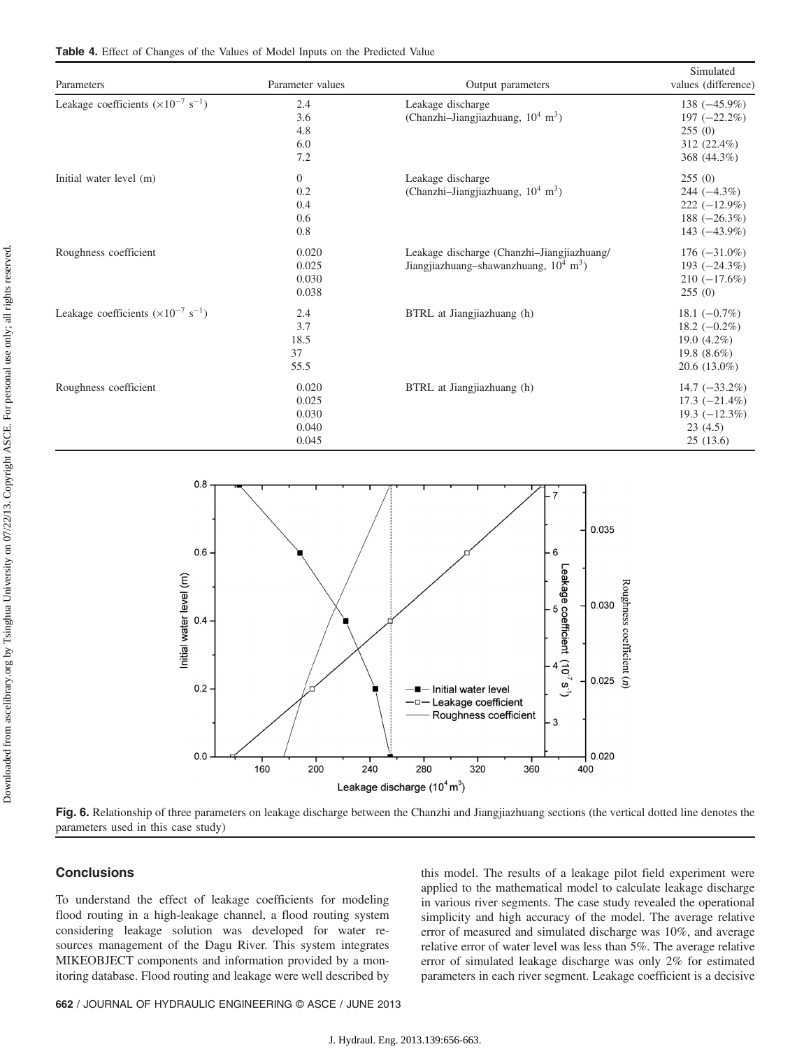**Table 4.** Effect of Changes of the Values of Model Inputs on the Predicted Value

| Parameters | Parameter values | Output parameters | Simulated values (difference) |
|---|---|---|---|
| Leakage coefficients ($\times 10^{-7}$ s$^{-1}$) | 2.4 | Leakage discharge | 138 (−45.9%) |
| | 3.6 | (Chanzhi–Jiangjiazhuang, $10^4$ m$^3$) | 197 (−22.2%) |
| | 4.8 | | 255 (0) |
| | 6.0 | | 312 (22.4%) |
| | 7.2 | | 368 (44.3%) |
| Initial water level (m) | 0 | Leakage discharge | 255 (0) |
| | 0.2 | (Chanzhi–Jiangjiazhuang, $10^4$ m$^3$) | 244 (−4.3%) |
| | 0.4 | | 222 (−12.9%) |
| | 0.6 | | 188 (−26.3%) |
| | 0.8 | | 143 (−43.9%) |
| Roughness coefficient | 0.020 | Leakage discharge (Chanzhi–Jiangjiazhuang/ | 176 (−31.0%) |
| | 0.025 | Jiangjiazhuang–shawanzhuang, $10^4$ m$^3$) | 193 (−24.3%) |
| | 0.030 | | 210 (−17.6%) |
| | 0.038 | | 255 (0) |
| Leakage coefficients ($\times 10^{-7}$ s$^{-1}$) | 2.4 | BTRL at Jiangjiazhuang (h) | 18.1 (−0.7%) |
| | 3.7 | | 18.2 (−0.2%) |
| | 18.5 | | 19.0 (4.2%) |
| | 37 | | 19.8 (8.6%) |
| | 55.5 | | 20.6 (13.0%) |
| Roughness coefficient | 0.020 | BTRL at Jiangjiazhuang (h) | 14.7 (−33.2%) |
| | 0.025 | | 17.3 (−21.4%) |
| | 0.030 | | 19.3 (−12.3%) |
| | 0.040 | | 23 (4.5) |
| | 0.045 | | 25 (13.6) |

**Fig. 6.** Relationship of three parameters on leakage discharge between the Chanzhi and Jiangjiazhuang sections (the vertical dotted line denotes the parameters used in this case study)

## Conclusions

To understand the effect of leakage coefficients for modeling flood routing in a high-leakage channel, a flood routing system considering leakage solution was developed for water resources management of the Dagu River. This system integrates MIKEOBJECT components and information provided by a monitoring database. Flood routing and leakage were well described by this model. The results of a leakage pilot field experiment were applied to the mathematical model to calculate leakage discharge in various river segments. The case study revealed the operational simplicity and high accuracy of the model. The average relative error of measured and simulated discharge was 10%, and average relative error of water level was less than 5%. The average relative error of simulated leakage discharge was only 2% for estimated parameters in each river segment. Leakage coefficient is a decisive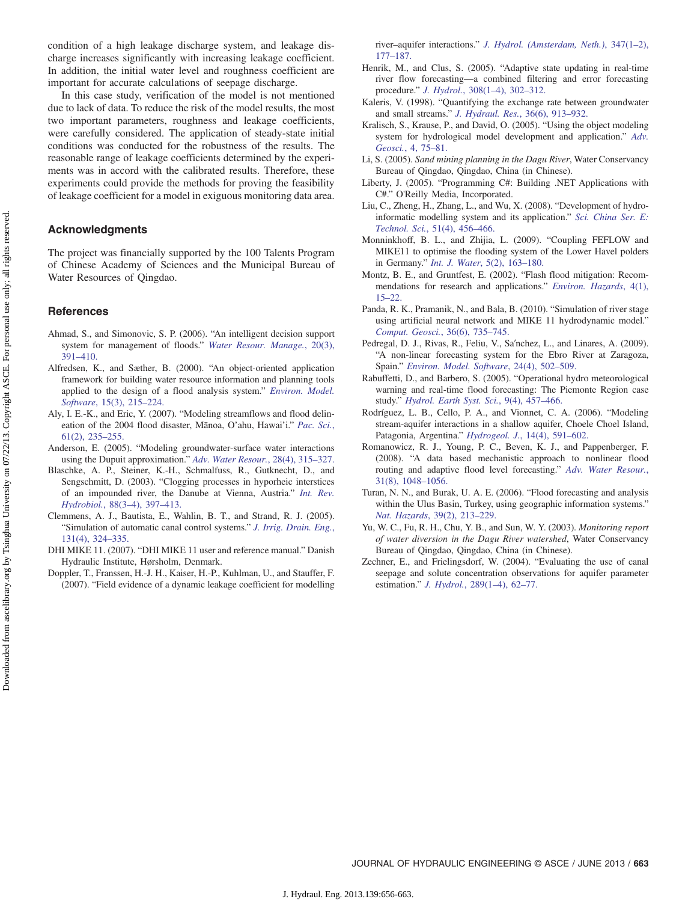condition of a high leakage discharge system, and leakage discharge increases significantly with increasing leakage coefficient. In addition, the initial water level and roughness coefficient are important for accurate calculations of seepage discharge.

In this case study, verification of the model is not mentioned due to lack of data. To reduce the risk of the model results, the most two important parameters, roughness and leakage coefficients, were carefully considered. The application of steady-state initial conditions was conducted for the robustness of the results. The reasonable range of leakage coefficients determined by the experiments was in accord with the calibrated results. Therefore, these experiments could provide the methods for proving the feasibility of leakage coefficient for a model in exiguous monitoring data area.

## Acknowledgments

The project was financially supported by the 100 Talents Program of Chinese Academy of Sciences and the Municipal Bureau of Water Resources of Qingdao.

## References

Ahmad, S., and Simonovic, S. P. (2006). "An intelligent decision support system for management of floods." *Water Resour. Manage.*, 20(3), 391–410.

Alfredsen, K., and Sæther, B. (2000). "An object-oriented application framework for building water resource information and planning tools applied to the design of a flood analysis system." *Environ. Model. Software*, 15(3), 215–224.

Aly, I. E.-K., and Eric, Y. (2007). "Modeling streamflows and flood delineation of the 2004 flood disaster, Mānoa, O'ahu, Hawai'i." *Pac. Sci.*, 61(2), 235–255.

Anderson, E. (2005). "Modeling groundwater-surface water interactions using the Dupuit approximation." *Adv. Water Resour.*, 28(4), 315–327.

Blaschke, A. P., Steiner, K.-H., Schmalfuss, R., Gutknecht, D., and Sengschmitt, D. (2003). "Clogging processes in hyporheic interstices of an impounded river, the Danube at Vienna, Austria." *Int. Rev. Hydrobiol.*, 88(3–4), 397–413.

Clemmens, A. J., Bautista, E., Wahlin, B. T., and Strand, R. J. (2005). "Simulation of automatic canal control systems." *J. Irrig. Drain. Eng.*, 131(4), 324–335.

DHI MIKE 11. (2007). "DHI MIKE 11 user and reference manual." Danish Hydraulic Institute, Hørsholm, Denmark.

Doppler, T., Franssen, H.-J. H., Kaiser, H.-P., Kuhlman, U., and Stauffer, F. (2007). "Field evidence of a dynamic leakage coefficient for modelling river–aquifer interactions." *J. Hydrol. (Amsterdam, Neth.)*, 347(1–2), 177–187.

Henrik, M., and Clus, S. (2005). "Adaptive state updating in real-time river flow forecasting—a combined filtering and error forecasting procedure." *J. Hydrol.*, 308(1–4), 302–312.

Kaleris, V. (1998). "Quantifying the exchange rate between groundwater and small streams." *J. Hydraul. Res.*, 36(6), 913–932.

Kralisch, S., Krause, P., and David, O. (2005). "Using the object modeling system for hydrological model development and application." *Adv. Geosci.*, 4, 75–81.

Li, S. (2005). *Sand mining planning in the Dagu River*, Water Conservancy Bureau of Qingdao, Qingdao, China (in Chinese).

Liberty, J. (2005). "Programming C#: Building .NET Applications with C#." O'Reilly Media, Incorporated.

Liu, C., Zheng, H., Zhang, L., and Wu, X. (2008). "Development of hydroinformatic modelling system and its application." *Sci. China Ser. E: Technol. Sci.*, 51(4), 456–466.

Monninkhoff, B. L., and Zhijia, L. (2009). "Coupling FEFLOW and MIKE11 to optimise the flooding system of the Lower Havel polders in Germany." *Int. J. Water*, 5(2), 163–180.

Montz, B. E., and Gruntfest, E. (2002). "Flash flood mitigation: Recommendations for research and applications." *Environ. Hazards*, 4(1), 15–22.

Panda, R. K., Pramanik, N., and Bala, B. (2010). "Simulation of river stage using artificial neural network and MIKE 11 hydrodynamic model." *Comput. Geosci.*, 36(6), 735–745.

Pedregal, D. J., Rivas, R., Feliu, V., Sa′nchez, L., and Linares, A. (2009). "A non-linear forecasting system for the Ebro River at Zaragoza, Spain." *Environ. Model. Software*, 24(4), 502–509.

Rabuffetti, D., and Barbero, S. (2005). "Operational hydro meteorological warning and real-time flood forecasting: The Piemonte Region case study." *Hydrol. Earth Syst. Sci.*, 9(4), 457–466.

Rodríguez, L. B., Cello, P. A., and Vionnet, C. A. (2006). "Modeling stream-aquifer interactions in a shallow aquifer, Choele Choel Island, Patagonia, Argentina." *Hydrogeol. J.*, 14(4), 591–602.

Romanowicz, R. J., Young, P. C., Beven, K. J., and Pappenberger, F. (2008). "A data based mechanistic approach to nonlinear flood routing and adaptive flood level forecasting." *Adv. Water Resour.*, 31(8), 1048–1056.

Turan, N. N., and Burak, U. A. E. (2006). "Flood forecasting and analysis within the Ulus Basin, Turkey, using geographic information systems." *Nat. Hazards*, 39(2), 213–229.

Yu, W. C., Fu, R. H., Chu, Y. B., and Sun, W. Y. (2003). *Monitoring report of water diversion in the Dagu River watershed*, Water Conservancy Bureau of Qingdao, Qingdao, China (in Chinese).

Zechner, E., and Frielingsdorf, W. (2004). "Evaluating the use of canal seepage and solute concentration observations for aquifer parameter estimation." *J. Hydrol.*, 289(1–4), 62–77.